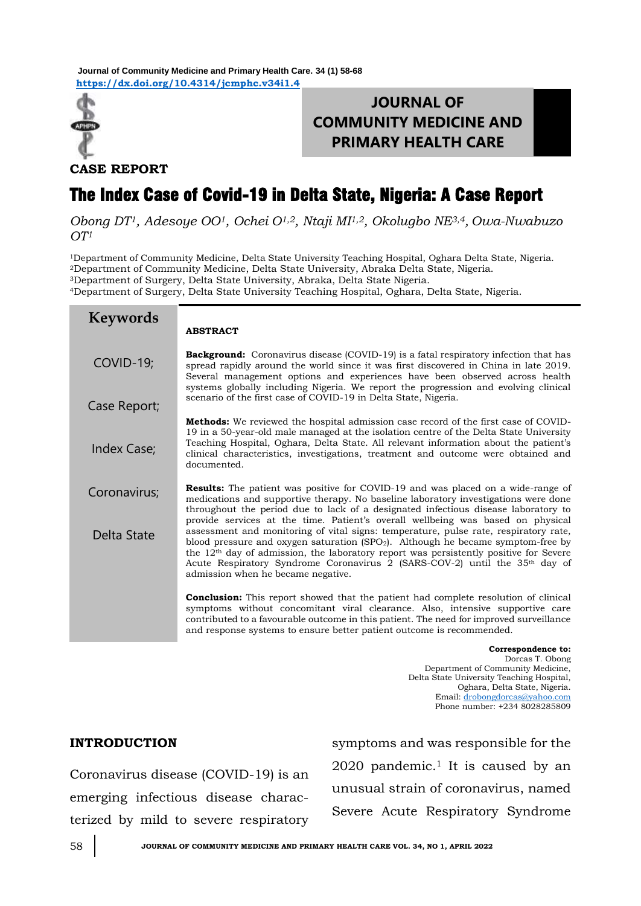Journal of Community Medicine and Primary Health Care. 34 (1) 58-68
https://dx.doi.org/10.4314/jcmphc.v34i1.4

**CASE REPORT**

# The Index Case of Covid-19 in Delta State, Nigeria: A Case Report

*Obong DT[1], Adesoye OO[1], Ochei O[1,2], Ntaji MI[1,2], Okolugbo NE[3,4], Owa-Nwabuzo OT[1]*

[1]Department of Community Medicine, Delta State University Teaching Hospital, Oghara Delta State, Nigeria.
[2]Department of Community Medicine, Delta State University, Abraka Delta State, Nigeria.
[3]Department of Surgery, Delta State University, Abraka, Delta State Nigeria.
[4]Department of Surgery, Delta State University Teaching Hospital, Oghara, Delta State, Nigeria.

**Keywords**

COVID-19; Case Report; Index Case; Coronavirus; Delta State

**ABSTRACT**

**Background:** Coronavirus disease (COVID-19) is a fatal respiratory infection that has spread rapidly around the world since it was first discovered in China in late 2019. Several management options and experiences have been observed across health systems globally including Nigeria. We report the progression and evolving clinical scenario of the first case of COVID-19 in Delta State, Nigeria.

**Methods:** We reviewed the hospital admission case record of the first case of COVID-19 in a 50-year-old male managed at the isolation centre of the Delta State University Teaching Hospital, Oghara, Delta State. All relevant information about the patient's clinical characteristics, investigations, treatment and outcome were obtained and documented.

**Results:** The patient was positive for COVID-19 and was placed on a wide-range of medications and supportive therapy. No baseline laboratory investigations were done throughout the period due to lack of a designated infectious disease laboratory to provide services at the time. Patient's overall wellbeing was based on physical assessment and monitoring of vital signs: temperature, pulse rate, respiratory rate, blood pressure and oxygen saturation ($SPO_2$). Although he became symptom-free by the 12th day of admission, the laboratory report was persistently positive for Severe Acute Respiratory Syndrome Coronavirus 2 (SARS-COV-2) until the 35th day of admission when he became negative.

**Conclusion:** This report showed that the patient had complete resolution of clinical symptoms without concomitant viral clearance. Also, intensive supportive care contributed to a favourable outcome in this patient. The need for improved surveillance and response systems to ensure better patient outcome is recommended.

**Correspondence to:**
Dorcas T. Obong
Department of Community Medicine,
Delta State University Teaching Hospital,
Oghara, Delta State, Nigeria.
Email: drobongdorcas@yahoo.com
Phone number: +234 8028285809

## INTRODUCTION

Coronavirus disease (COVID-19) is an emerging infectious disease characterized by mild to severe respiratory symptoms and was responsible for the 2020 pandemic.[1] It is caused by an unusual strain of coronavirus, named Severe Acute Respiratory Syndrome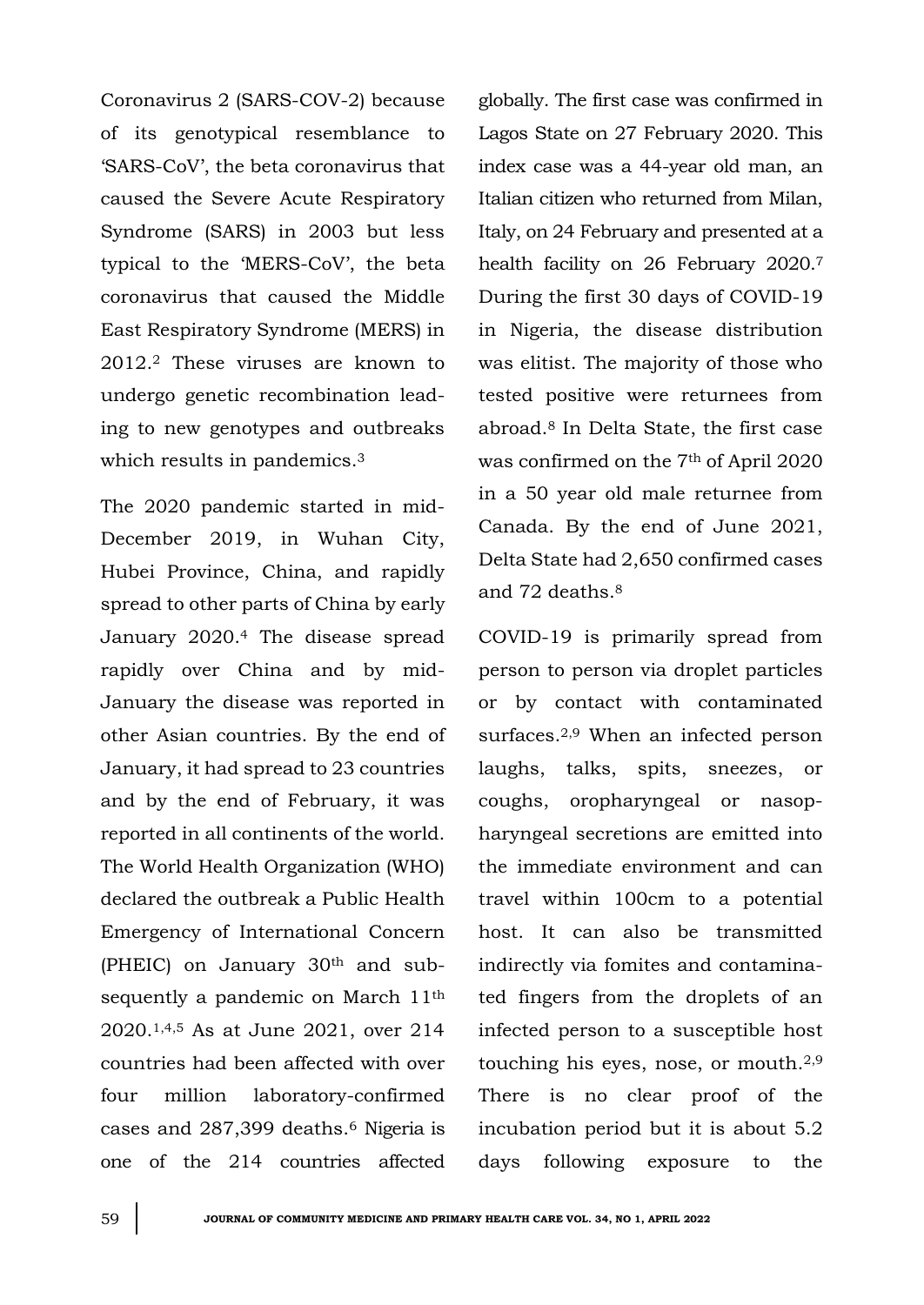Coronavirus 2 (SARS-COV-2) because of its genotypical resemblance to 'SARS-CoV', the beta coronavirus that caused the Severe Acute Respiratory Syndrome (SARS) in 2003 but less typical to the 'MERS-CoV', the beta coronavirus that caused the Middle East Respiratory Syndrome (MERS) in 2012.[2] These viruses are known to undergo genetic recombination leading to new genotypes and outbreaks which results in pandemics.[3]

The 2020 pandemic started in mid-December 2019, in Wuhan City, Hubei Province, China, and rapidly spread to other parts of China by early January 2020.[4] The disease spread rapidly over China and by mid-January the disease was reported in other Asian countries. By the end of January, it had spread to 23 countries and by the end of February, it was reported in all continents of the world. The World Health Organization (WHO) declared the outbreak a Public Health Emergency of International Concern (PHEIC) on January 30th and subsequently a pandemic on March 11th 2020.[1,4,5] As at June 2021, over 214 countries had been affected with over four million laboratory-confirmed cases and 287,399 deaths.[6] Nigeria is one of the 214 countries affected globally. The first case was confirmed in Lagos State on 27 February 2020. This index case was a 44-year old man, an Italian citizen who returned from Milan, Italy, on 24 February and presented at a health facility on 26 February 2020.[7] During the first 30 days of COVID-19 in Nigeria, the disease distribution was elitist. The majority of those who tested positive were returnees from abroad.[8] In Delta State, the first case was confirmed on the 7th of April 2020 in a 50 year old male returnee from Canada. By the end of June 2021, Delta State had 2,650 confirmed cases and 72 deaths.[8]

COVID-19 is primarily spread from person to person via droplet particles or by contact with contaminated surfaces.[2,9] When an infected person laughs, talks, spits, sneezes, or coughs, oropharyngeal or nasopharyngeal secretions are emitted into the immediate environment and can travel within 100cm to a potential host. It can also be transmitted indirectly via fomites and contaminated fingers from the droplets of an infected person to a susceptible host touching his eyes, nose, or mouth.[2,9] There is no clear proof of the incubation period but it is about 5.2 days following exposure to the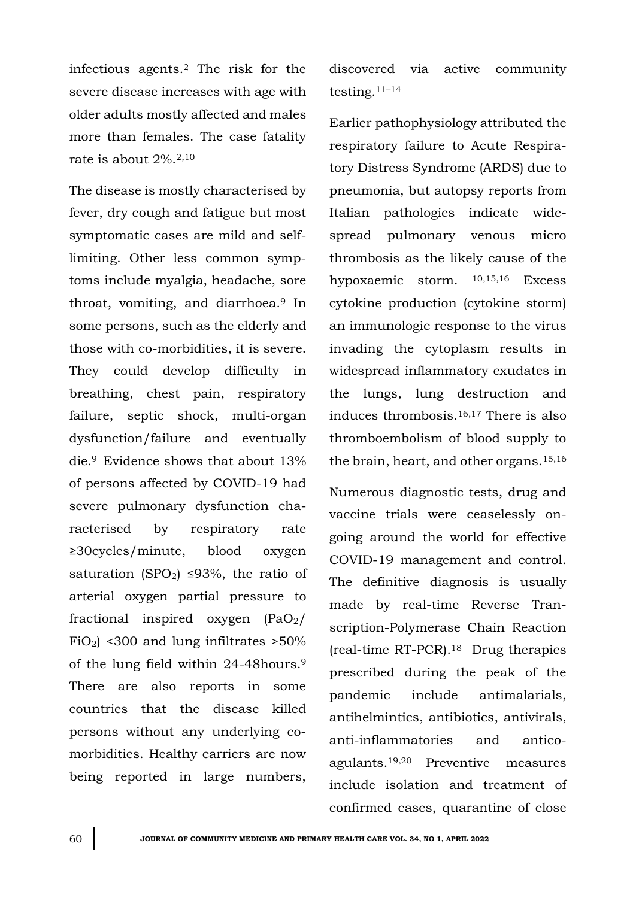infectious agents.[2] The risk for the severe disease increases with age with older adults mostly affected and males more than females. The case fatality rate is about 2%.[2,10]

The disease is mostly characterised by fever, dry cough and fatigue but most symptomatic cases are mild and self-limiting. Other less common symptoms include myalgia, headache, sore throat, vomiting, and diarrhoea.[9] In some persons, such as the elderly and those with co-morbidities, it is severe. They could develop difficulty in breathing, chest pain, respiratory failure, septic shock, multi-organ dysfunction/failure and eventually die.[9] Evidence shows that about 13% of persons affected by COVID-19 had severe pulmonary dysfunction characterised by respiratory rate ≥30cycles/minute, blood oxygen saturation ($SPO_2$) ≤93%, the ratio of arterial oxygen partial pressure to fractional inspired oxygen ($PaO_2$/ $FiO_2$) <300 and lung infiltrates >50% of the lung field within 24-48hours.[9] There are also reports in some countries that the disease killed persons without any underlying co-morbidities. Healthy carriers are now being reported in large numbers, discovered via active community testing.[11–14]

Earlier pathophysiology attributed the respiratory failure to Acute Respiratory Distress Syndrome (ARDS) due to pneumonia, but autopsy reports from Italian pathologies indicate widespread pulmonary venous micro thrombosis as the likely cause of the hypoxaemic storm. [10,15,16] Excess cytokine production (cytokine storm) an immunologic response to the virus invading the cytoplasm results in widespread inflammatory exudates in the lungs, lung destruction and induces thrombosis.[16,17] There is also thromboembolism of blood supply to the brain, heart, and other organs.[15,16]

Numerous diagnostic tests, drug and vaccine trials were ceaselessly ongoing around the world for effective COVID-19 management and control. The definitive diagnosis is usually made by real-time Reverse Transcription-Polymerase Chain Reaction (real-time RT-PCR).[18] Drug therapies prescribed during the peak of the pandemic include antimalarials, antihelmintics, antibiotics, antivirals, anti-inflammatories and anticoagulants.[19,20] Preventive measures include isolation and treatment of confirmed cases, quarantine of close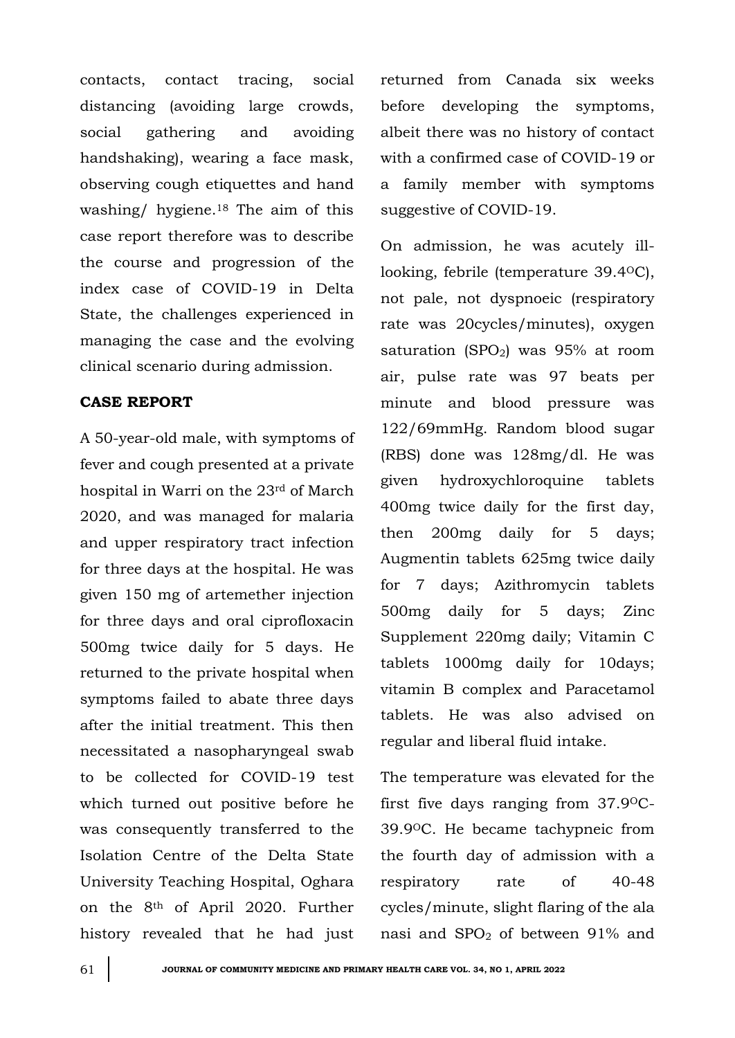contacts, contact tracing, social distancing (avoiding large crowds, social gathering and avoiding handshaking), wearing a face mask, observing cough etiquettes and hand washing/ hygiene.[18] The aim of this case report therefore was to describe the course and progression of the index case of COVID-19 in Delta State, the challenges experienced in managing the case and the evolving clinical scenario during admission.

## CASE REPORT

A 50-year-old male, with symptoms of fever and cough presented at a private hospital in Warri on the 23rd of March 2020, and was managed for malaria and upper respiratory tract infection for three days at the hospital. He was given 150 mg of artemether injection for three days and oral ciprofloxacin 500mg twice daily for 5 days. He returned to the private hospital when symptoms failed to abate three days after the initial treatment. This then necessitated a nasopharyngeal swab to be collected for COVID-19 test which turned out positive before he was consequently transferred to the Isolation Centre of the Delta State University Teaching Hospital, Oghara on the 8th of April 2020. Further history revealed that he had just returned from Canada six weeks before developing the symptoms, albeit there was no history of contact with a confirmed case of COVID-19 or a family member with symptoms suggestive of COVID-19.

On admission, he was acutely ill-looking, febrile (temperature 39.4$^{O}$C), not pale, not dyspnoeic (respiratory rate was 20cycles/minutes), oxygen saturation ($SPO_2$) was 95% at room air, pulse rate was 97 beats per minute and blood pressure was 122/69mmHg. Random blood sugar (RBS) done was 128mg/dl. He was given hydroxychloroquine tablets 400mg twice daily for the first day, then 200mg daily for 5 days; Augmentin tablets 625mg twice daily for 7 days; Azithromycin tablets 500mg daily for 5 days; Zinc Supplement 220mg daily; Vitamin C tablets 1000mg daily for 10days; vitamin B complex and Paracetamol tablets. He was also advised on regular and liberal fluid intake.

The temperature was elevated for the first five days ranging from 37.9$^{O}$C-39.9$^{O}$C. He became tachypneic from the fourth day of admission with a respiratory rate of 40-48 cycles/minute, slight flaring of the ala nasi and $SPO_2$ of between 91% and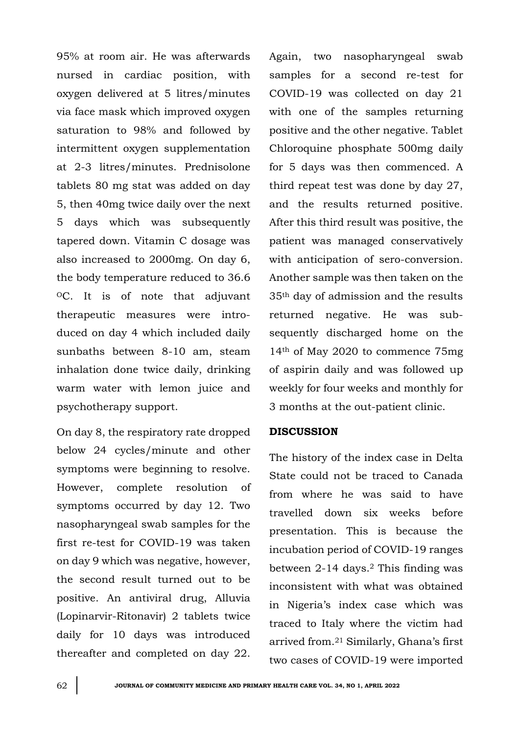95% at room air. He was afterwards nursed in cardiac position, with oxygen delivered at 5 litres/minutes via face mask which improved oxygen saturation to 98% and followed by intermittent oxygen supplementation at 2-3 litres/minutes. Prednisolone tablets 80 mg stat was added on day 5, then 40mg twice daily over the next 5 days which was subsequently tapered down. Vitamin C dosage was also increased to 2000mg. On day 6, the body temperature reduced to 36.6 $^{O}$C. It is of note that adjuvant therapeutic measures were introduced on day 4 which included daily sunbaths between 8-10 am, steam inhalation done twice daily, drinking warm water with lemon juice and psychotherapy support.

On day 8, the respiratory rate dropped below 24 cycles/minute and other symptoms were beginning to resolve. However, complete resolution of symptoms occurred by day 12. Two nasopharyngeal swab samples for the first re-test for COVID-19 was taken on day 9 which was negative, however, the second result turned out to be positive. An antiviral drug, Alluvia (Lopinarvir-Ritonavir) 2 tablets twice daily for 10 days was introduced thereafter and completed on day 22. Again, two nasopharyngeal swab samples for a second re-test for COVID-19 was collected on day 21 with one of the samples returning positive and the other negative. Tablet Chloroquine phosphate 500mg daily for 5 days was then commenced. A third repeat test was done by day 27, and the results returned positive. After this third result was positive, the patient was managed conservatively with anticipation of sero-conversion. Another sample was then taken on the 35th day of admission and the results returned negative. He was subsequently discharged home on the 14th of May 2020 to commence 75mg of aspirin daily and was followed up weekly for four weeks and monthly for 3 months at the out-patient clinic.

## DISCUSSION

The history of the index case in Delta State could not be traced to Canada from where he was said to have travelled down six weeks before presentation. This is because the incubation period of COVID-19 ranges between 2-14 days.[2] This finding was inconsistent with what was obtained in Nigeria's index case which was traced to Italy where the victim had arrived from.[21] Similarly, Ghana's first two cases of COVID-19 were imported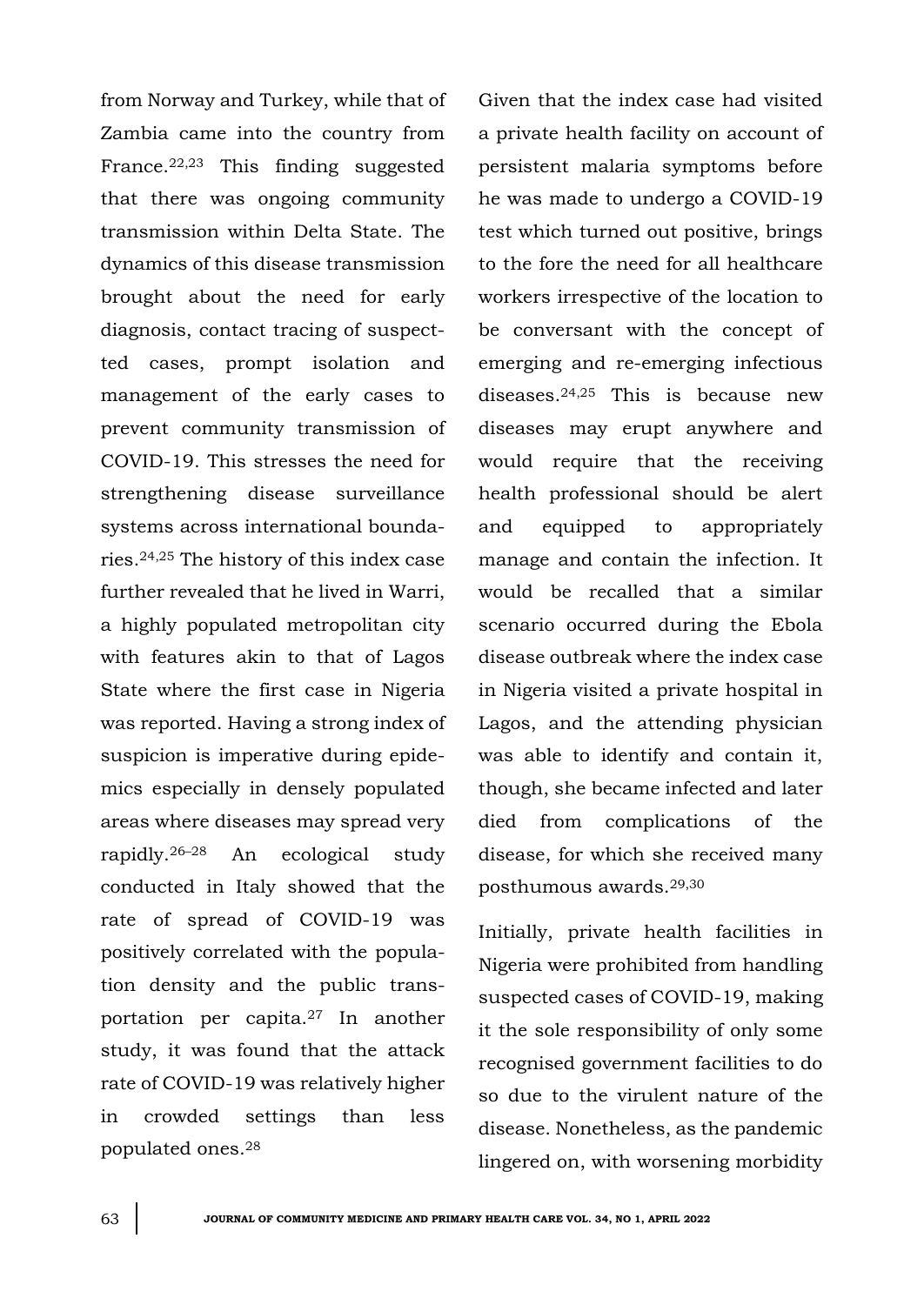from Norway and Turkey, while that of Zambia came into the country from France.[22,23] This finding suggested that there was ongoing community transmission within Delta State. The dynamics of this disease transmission brought about the need for early diagnosis, contact tracing of suspect-ted cases, prompt isolation and management of the early cases to prevent community transmission of COVID-19. This stresses the need for strengthening disease surveillance systems across international boundaries.[24,25] The history of this index case further revealed that he lived in Warri, a highly populated metropolitan city with features akin to that of Lagos State where the first case in Nigeria was reported. Having a strong index of suspicion is imperative during epidemics especially in densely populated areas where diseases may spread very rapidly.[26–28] An ecological study conducted in Italy showed that the rate of spread of COVID-19 was positively correlated with the population density and the public transportation per capita.[27] In another study, it was found that the attack rate of COVID-19 was relatively higher in crowded settings than less populated ones.[28]

Given that the index case had visited a private health facility on account of persistent malaria symptoms before he was made to undergo a COVID-19 test which turned out positive, brings to the fore the need for all healthcare workers irrespective of the location to be conversant with the concept of emerging and re-emerging infectious diseases.[24,25] This is because new diseases may erupt anywhere and would require that the receiving health professional should be alert and equipped to appropriately manage and contain the infection. It would be recalled that a similar scenario occurred during the Ebola disease outbreak where the index case in Nigeria visited a private hospital in Lagos, and the attending physician was able to identify and contain it, though, she became infected and later died from complications of the disease, for which she received many posthumous awards.[29,30]

Initially, private health facilities in Nigeria were prohibited from handling suspected cases of COVID-19, making it the sole responsibility of only some recognised government facilities to do so due to the virulent nature of the disease. Nonetheless, as the pandemic lingered on, with worsening morbidity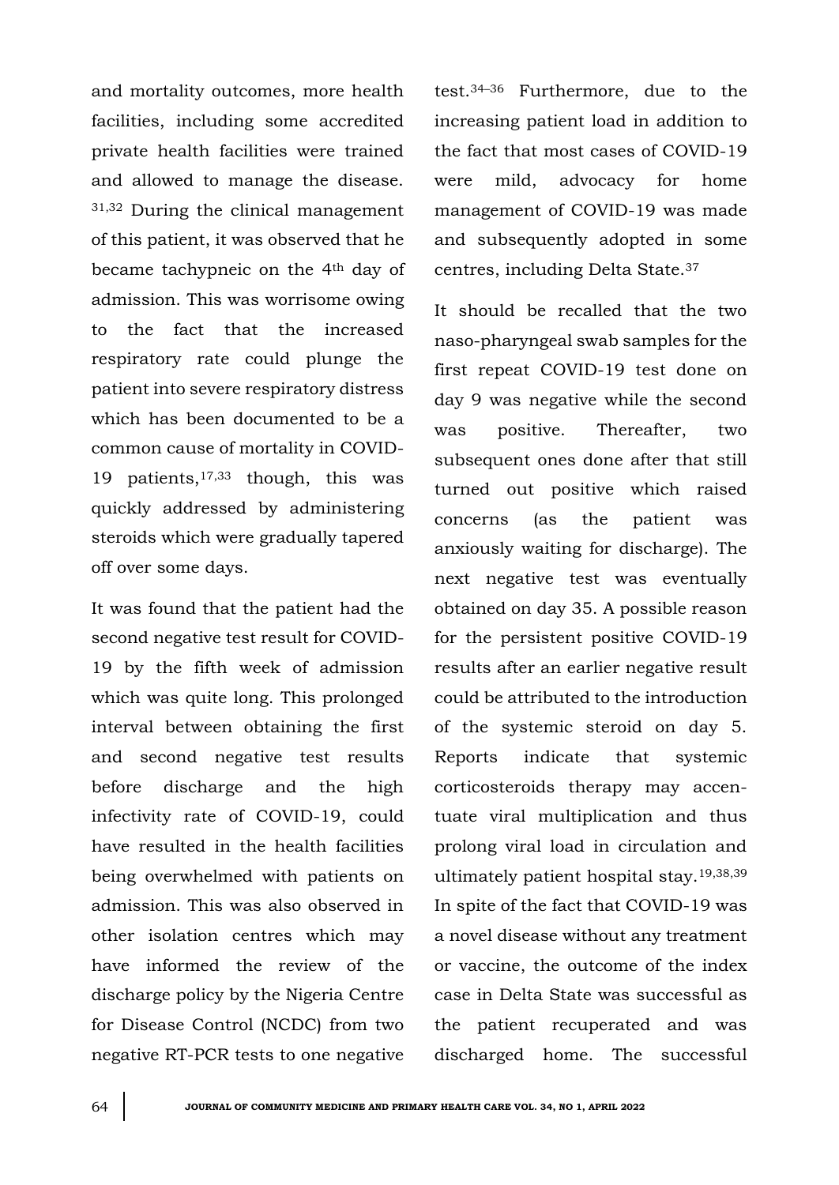and mortality outcomes, more health facilities, including some accredited private health facilities were trained and allowed to manage the disease.[31,32] During the clinical management of this patient, it was observed that he became tachypneic on the 4th day of admission. This was worrisome owing to the fact that the increased respiratory rate could plunge the patient into severe respiratory distress which has been documented to be a common cause of mortality in COVID-19 patients,[17,33] though, this was quickly addressed by administering steroids which were gradually tapered off over some days.

It was found that the patient had the second negative test result for COVID-19 by the fifth week of admission which was quite long. This prolonged interval between obtaining the first and second negative test results before discharge and the high infectivity rate of COVID-19, could have resulted in the health facilities being overwhelmed with patients on admission. This was also observed in other isolation centres which may have informed the review of the discharge policy by the Nigeria Centre for Disease Control (NCDC) from two negative RT-PCR tests to one negative test.[34–36] Furthermore, due to the increasing patient load in addition to the fact that most cases of COVID-19 were mild, advocacy for home management of COVID-19 was made and subsequently adopted in some centres, including Delta State.[37]

It should be recalled that the two naso-pharyngeal swab samples for the first repeat COVID-19 test done on day 9 was negative while the second was positive. Thereafter, two subsequent ones done after that still turned out positive which raised concerns (as the patient was anxiously waiting for discharge). The next negative test was eventually obtained on day 35. A possible reason for the persistent positive COVID-19 results after an earlier negative result could be attributed to the introduction of the systemic steroid on day 5. Reports indicate that systemic corticosteroids therapy may accentuate viral multiplication and thus prolong viral load in circulation and ultimately patient hospital stay.[19,38,39] In spite of the fact that COVID-19 was a novel disease without any treatment or vaccine, the outcome of the index case in Delta State was successful as the patient recuperated and was discharged home. The successful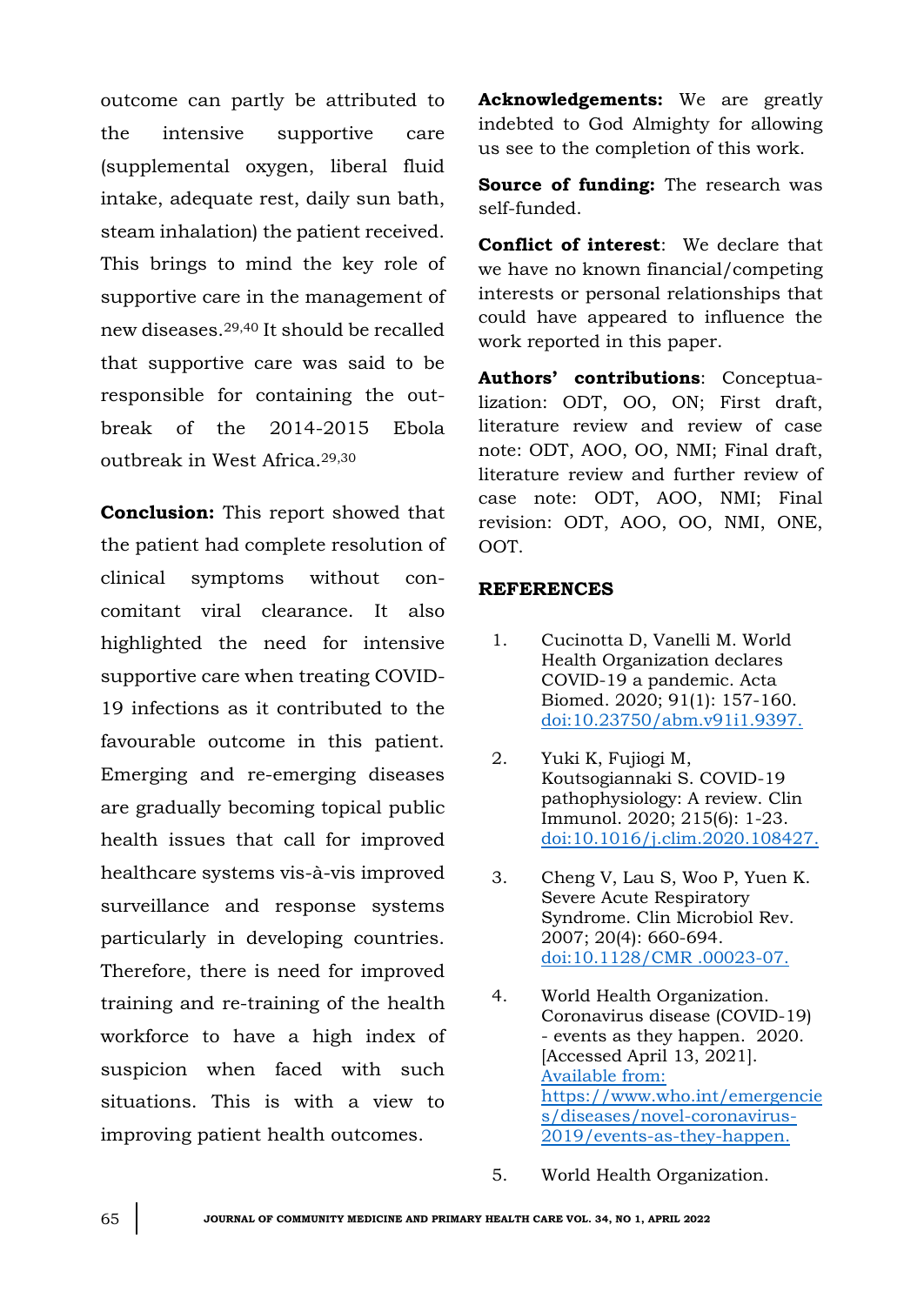outcome can partly be attributed to the intensive supportive care (supplemental oxygen, liberal fluid intake, adequate rest, daily sun bath, steam inhalation) the patient received. This brings to mind the key role of supportive care in the management of new diseases.[29,40] It should be recalled that supportive care was said to be responsible for containing the outbreak of the 2014-2015 Ebola outbreak in West Africa.[29,30]

**Conclusion:** This report showed that the patient had complete resolution of clinical symptoms without concomitant viral clearance. It also highlighted the need for intensive supportive care when treating COVID-19 infections as it contributed to the favourable outcome in this patient. Emerging and re-emerging diseases are gradually becoming topical public health issues that call for improved healthcare systems vis-à-vis improved surveillance and response systems particularly in developing countries. Therefore, there is need for improved training and re-training of the health workforce to have a high index of suspicion when faced with such situations. This is with a view to improving patient health outcomes.

**Acknowledgements:** We are greatly indebted to God Almighty for allowing us see to the completion of this work.

**Source of funding:** The research was self-funded.

**Conflict of interest**: We declare that we have no known financial/competing interests or personal relationships that could have appeared to influence the work reported in this paper.

**Authors' contributions**: Conceptualization: ODT, OO, ON; First draft, literature review and review of case note: ODT, AOO, OO, NMI; Final draft, literature review and further review of case note: ODT, AOO, NMI; Final revision: ODT, AOO, OO, NMI, ONE, OOT.

## REFERENCES

1. Cucinotta D, Vanelli M. World Health Organization declares COVID-19 a pandemic. Acta Biomed. 2020; 91(1): 157-160. doi:10.23750/abm.v91i1.9397.

2. Yuki K, Fujiogi M, Koutsogiannaki S. COVID-19 pathophysiology: A review. Clin Immunol. 2020; 215(6): 1-23. doi:10.1016/j.clim.2020.108427.

3. Cheng V, Lau S, Woo P, Yuen K. Severe Acute Respiratory Syndrome. Clin Microbiol Rev. 2007; 20(4): 660-694. doi:10.1128/CMR .00023-07.

4. World Health Organization. Coronavirus disease (COVID-19) - events as they happen. 2020. [Accessed April 13, 2021]. Available from: https://www.who.int/emergencies/diseases/novel-coronavirus-2019/events-as-they-happen.

5. World Health Organization.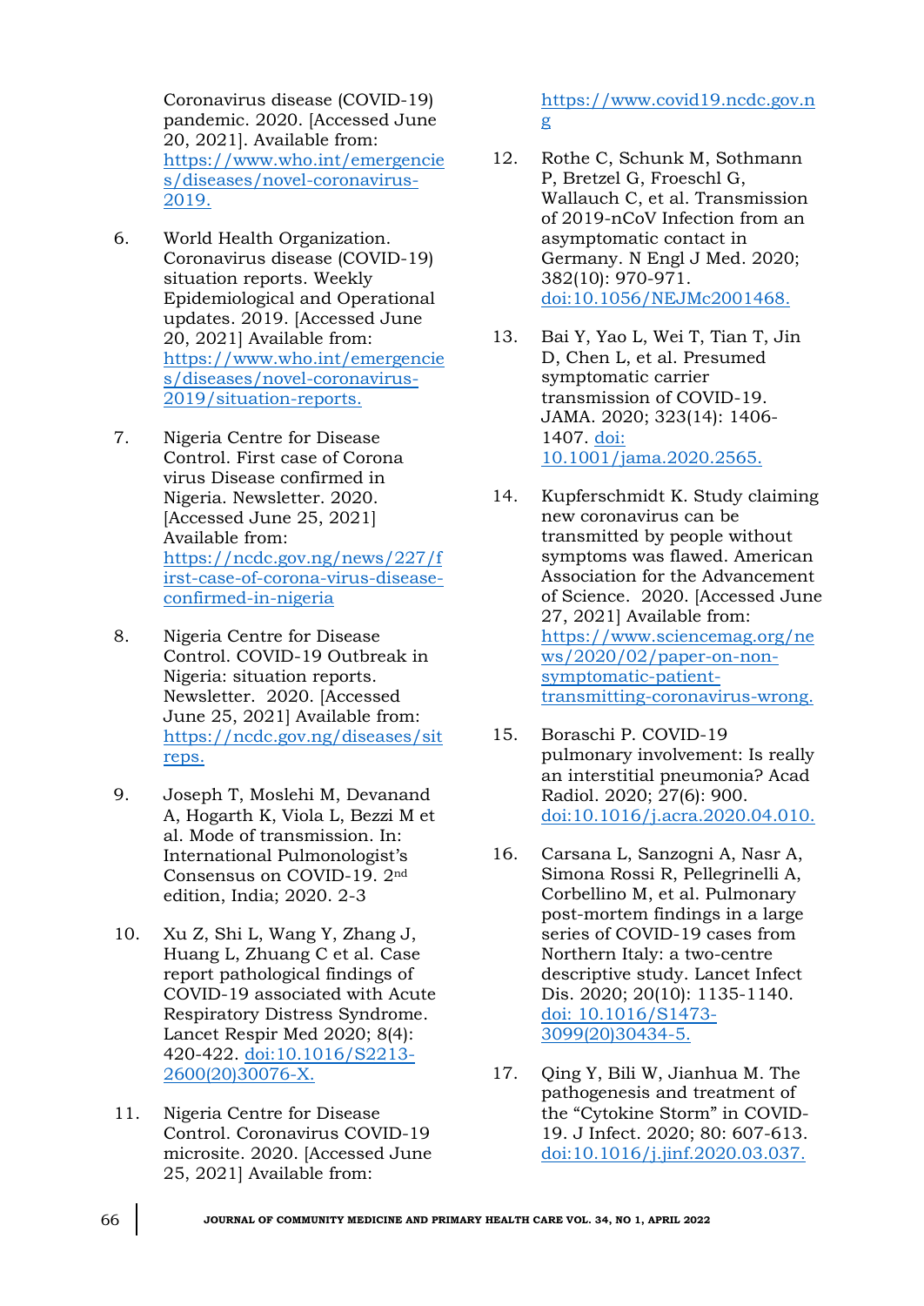Coronavirus disease (COVID-19) pandemic. 2020. [Accessed June 20, 2021]. Available from: https://www.who.int/emergencies/diseases/novel-coronavirus-2019.

6. World Health Organization. Coronavirus disease (COVID-19) situation reports. Weekly Epidemiological and Operational updates. 2019. [Accessed June 20, 2021] Available from: https://www.who.int/emergencies/diseases/novel-coronavirus-2019/situation-reports.

7. Nigeria Centre for Disease Control. First case of Corona virus Disease confirmed in Nigeria. Newsletter. 2020. [Accessed June 25, 2021] Available from: https://ncdc.gov.ng/news/227/first-case-of-corona-virus-disease-confirmed-in-nigeria

8. Nigeria Centre for Disease Control. COVID-19 Outbreak in Nigeria: situation reports. Newsletter. 2020. [Accessed June 25, 2021] Available from: https://ncdc.gov.ng/diseases/sitreps.

9. Joseph T, Moslehi M, Devanand A, Hogarth K, Viola L, Bezzi M et al. Mode of transmission. In: International Pulmonologist's Consensus on COVID-19. 2nd edition, India; 2020. 2-3

10. Xu Z, Shi L, Wang Y, Zhang J, Huang L, Zhuang C et al. Case report pathological findings of COVID-19 associated with Acute Respiratory Distress Syndrome. Lancet Respir Med 2020; 8(4): 420-422. doi:10.1016/S2213-2600(20)30076-X.

11. Nigeria Centre for Disease Control. Coronavirus COVID-19 microsite. 2020. [Accessed June 25, 2021] Available from: https://www.covid19.ncdc.gov.ng

12. Rothe C, Schunk M, Sothmann P, Bretzel G, Froeschl G, Wallauch C, et al. Transmission of 2019-nCoV Infection from an asymptomatic contact in Germany. N Engl J Med. 2020; 382(10): 970-971. doi:10.1056/NEJMc2001468.

13. Bai Y, Yao L, Wei T, Tian T, Jin D, Chen L, et al. Presumed symptomatic carrier transmission of COVID-19. JAMA. 2020; 323(14): 1406-1407. doi: 10.1001/jama.2020.2565.

14. Kupferschmidt K. Study claiming new coronavirus can be transmitted by people without symptoms was flawed. American Association for the Advancement of Science. 2020. [Accessed June 27, 2021] Available from: https://www.sciencemag.org/news/2020/02/paper-on-non-symptomatic-patient-transmitting-coronavirus-wrong.

15. Boraschi P. COVID-19 pulmonary involvement: Is really an interstitial pneumonia? Acad Radiol. 2020; 27(6): 900. doi:10.1016/j.acra.2020.04.010.

16. Carsana L, Sanzogni A, Nasr A, Simona Rossi R, Pellegrinelli A, Corbellino M, et al. Pulmonary post-mortem findings in a large series of COVID-19 cases from Northern Italy: a two-centre descriptive study. Lancet Infect Dis. 2020; 20(10): 1135-1140. doi: 10.1016/S1473-3099(20)30434-5.

17. Qing Y, Bili W, Jianhua M. The pathogenesis and treatment of the "Cytokine Storm" in COVID-19. J Infect. 2020; 80: 607-613. doi:10.1016/j.jinf.2020.03.037.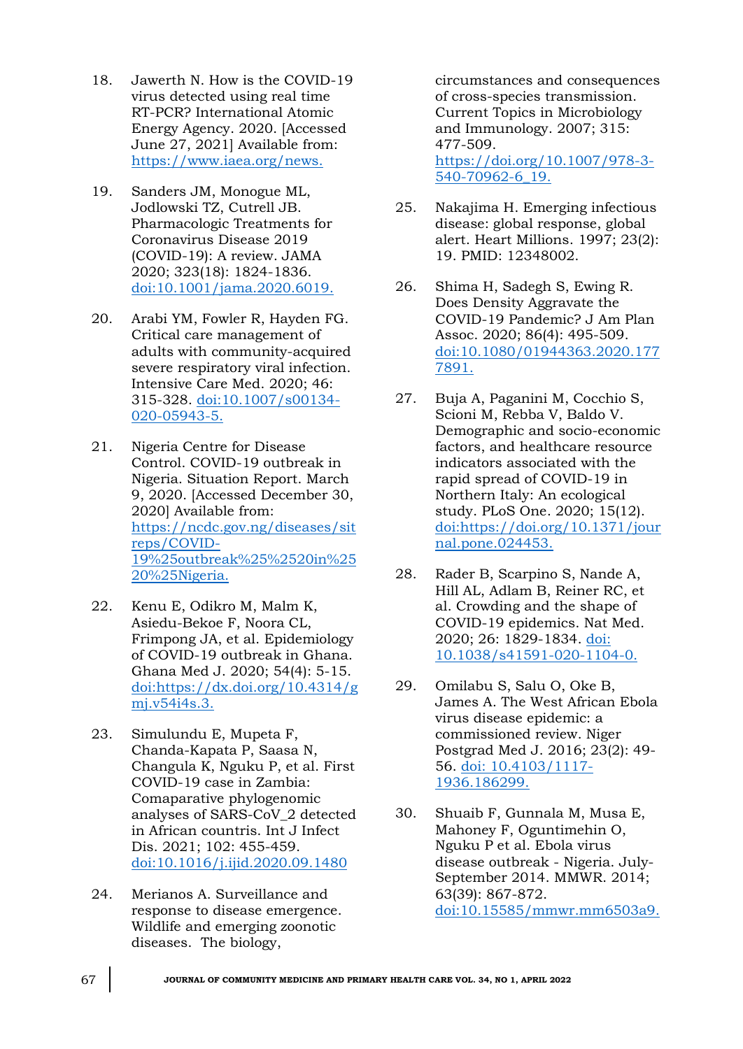18. Jawerth N. How is the COVID-19 virus detected using real time RT-PCR? International Atomic Energy Agency. 2020. [Accessed June 27, 2021] Available from: https://www.iaea.org/news.

19. Sanders JM, Monogue ML, Jodlowski TZ, Cutrell JB. Pharmacologic Treatments for Coronavirus Disease 2019 (COVID-19): A review. JAMA 2020; 323(18): 1824-1836. doi:10.1001/jama.2020.6019.

20. Arabi YM, Fowler R, Hayden FG. Critical care management of adults with community-acquired severe respiratory viral infection. Intensive Care Med. 2020; 46: 315-328. doi:10.1007/s00134-020-05943-5.

21. Nigeria Centre for Disease Control. COVID-19 outbreak in Nigeria. Situation Report. March 9, 2020. [Accessed December 30, 2020] Available from: https://ncdc.gov.ng/diseases/sitreps/COVID-19%25outbreak%25%2520in%2520%25Nigeria.

22. Kenu E, Odikro M, Malm K, Asiedu-Bekoe F, Noora CL, Frimpong JA, et al. Epidemiology of COVID-19 outbreak in Ghana. Ghana Med J. 2020; 54(4): 5-15. doi:https://dx.doi.org/10.4314/gmj.v54i4s.3.

23. Simulundu E, Mupeta F, Chanda-Kapata P, Saasa N, Changula K, Nguku P, et al. First COVID-19 case in Zambia: Comaparative phylogenomic analyses of SARS-CoV_2 detected in African countris. Int J Infect Dis. 2021; 102: 455-459. doi:10.1016/j.ijid.2020.09.1480

24. Merianos A. Surveillance and response to disease emergence. Wildlife and emerging zoonotic diseases. The biology, circumstances and consequences of cross-species transmission. Current Topics in Microbiology and Immunology. 2007; 315: 477-509. https://doi.org/10.1007/978-3-540-70962-6_19.

25. Nakajima H. Emerging infectious disease: global response, global alert. Heart Millions. 1997; 23(2): 19. PMID: 12348002.

26. Shima H, Sadegh S, Ewing R. Does Density Aggravate the COVID-19 Pandemic? J Am Plan Assoc. 2020; 86(4): 495-509. doi:10.1080/01944363.2020.1777891.

27. Buja A, Paganini M, Cocchio S, Scioni M, Rebba V, Baldo V. Demographic and socio-economic factors, and healthcare resource indicators associated with the rapid spread of COVID-19 in Northern Italy: An ecological study. PLoS One. 2020; 15(12). doi:https://doi.org/10.1371/journal.pone.024453.

28. Rader B, Scarpino S, Nande A, Hill AL, Adlam B, Reiner RC, et al. Crowding and the shape of COVID-19 epidemics. Nat Med. 2020; 26: 1829-1834. doi: 10.1038/s41591-020-1104-0.

29. Omilabu S, Salu O, Oke B, James A. The West African Ebola virus disease epidemic: a commissioned review. Niger Postgrad Med J. 2016; 23(2): 49-56. doi: 10.4103/1117-1936.186299.

30. Shuaib F, Gunnala M, Musa E, Mahoney F, Oguntimehin O, Nguku P et al. Ebola virus disease outbreak - Nigeria. July-September 2014. MMWR. 2014; 63(39): 867-872. doi:10.15585/mmwr.mm6503a9.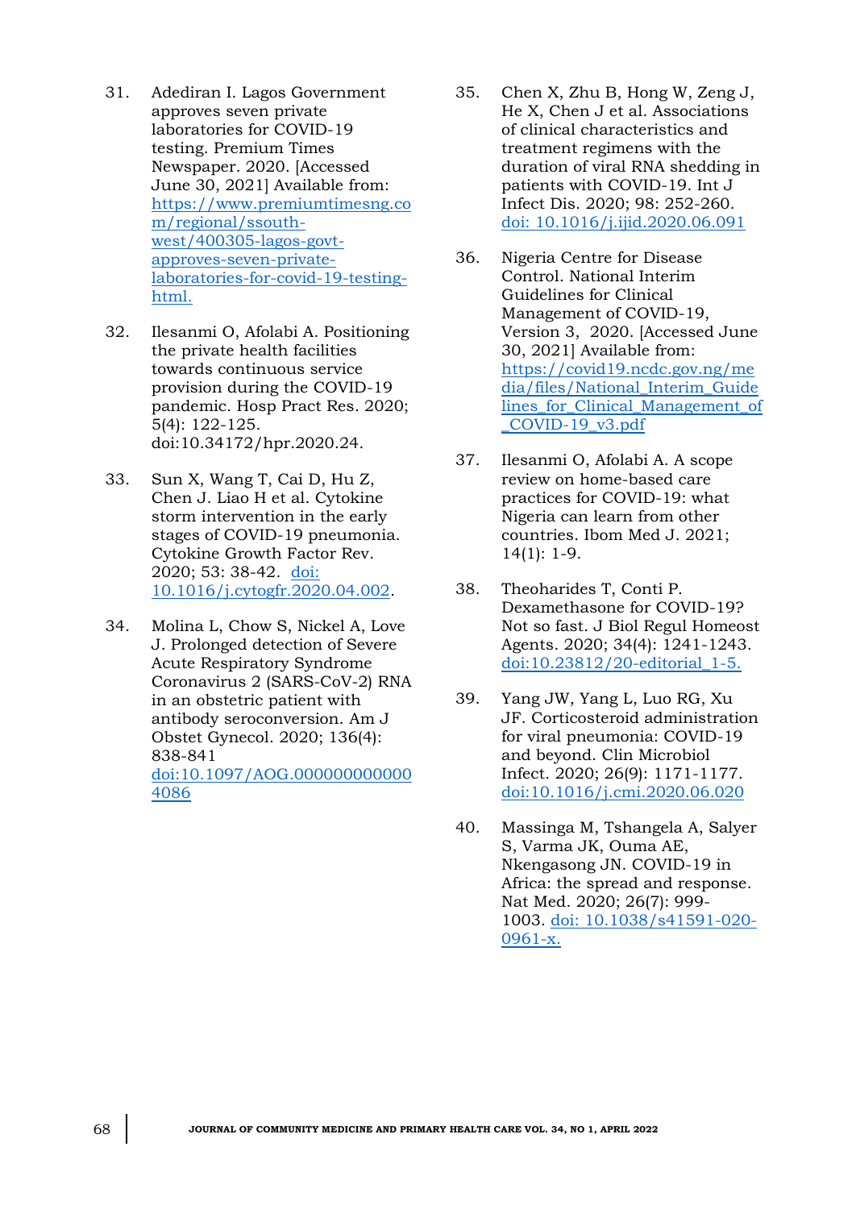31. Adediran I. Lagos Government approves seven private laboratories for COVID-19 testing. Premium Times Newspaper. 2020. [Accessed June 30, 2021] Available from: https://www.premiumtimesng.com/regional/ssouth-west/400305-lagos-govt-approves-seven-private-laboratories-for-covid-19-testing-html.

32. Ilesanmi O, Afolabi A. Positioning the private health facilities towards continuous service provision during the COVID-19 pandemic. Hosp Pract Res. 2020; 5(4): 122-125. doi:10.34172/hpr.2020.24.

33. Sun X, Wang T, Cai D, Hu Z, Chen J. Liao H et al. Cytokine storm intervention in the early stages of COVID-19 pneumonia. Cytokine Growth Factor Rev. 2020; 53: 38-42. doi: 10.1016/j.cytogfr.2020.04.002.

34. Molina L, Chow S, Nickel A, Love J. Prolonged detection of Severe Acute Respiratory Syndrome Coronavirus 2 (SARS-CoV-2) RNA in an obstetric patient with antibody seroconversion. Am J Obstet Gynecol. 2020; 136(4): 838-841 doi:10.1097/AOG.0000000000004086

35. Chen X, Zhu B, Hong W, Zeng J, He X, Chen J et al. Associations of clinical characteristics and treatment regimens with the duration of viral RNA shedding in patients with COVID-19. Int J Infect Dis. 2020; 98: 252-260. doi: 10.1016/j.ijid.2020.06.091

36. Nigeria Centre for Disease Control. National Interim Guidelines for Clinical Management of COVID-19, Version 3, 2020. [Accessed June 30, 2021] Available from: https://covid19.ncdc.gov.ng/media/files/National_Interim_Guidelines_for_Clinical_Management_of_COVID-19_v3.pdf

37. Ilesanmi O, Afolabi A. A scope review on home-based care practices for COVID-19: what Nigeria can learn from other countries. Ibom Med J. 2021; 14(1): 1-9.

38. Theoharides T, Conti P. Dexamethasone for COVID-19? Not so fast. J Biol Regul Homeost Agents. 2020; 34(4): 1241-1243. doi:10.23812/20-editorial_1-5.

39. Yang JW, Yang L, Luo RG, Xu JF. Corticosteroid administration for viral pneumonia: COVID-19 and beyond. Clin Microbiol Infect. 2020; 26(9): 1171-1177. doi:10.1016/j.cmi.2020.06.020

40. Massinga M, Tshangela A, Salyer S, Varma JK, Ouma AE, Nkengasong JN. COVID-19 in Africa: the spread and response. Nat Med. 2020; 26(7): 999-1003. doi: 10.1038/s41591-020-0961-x.